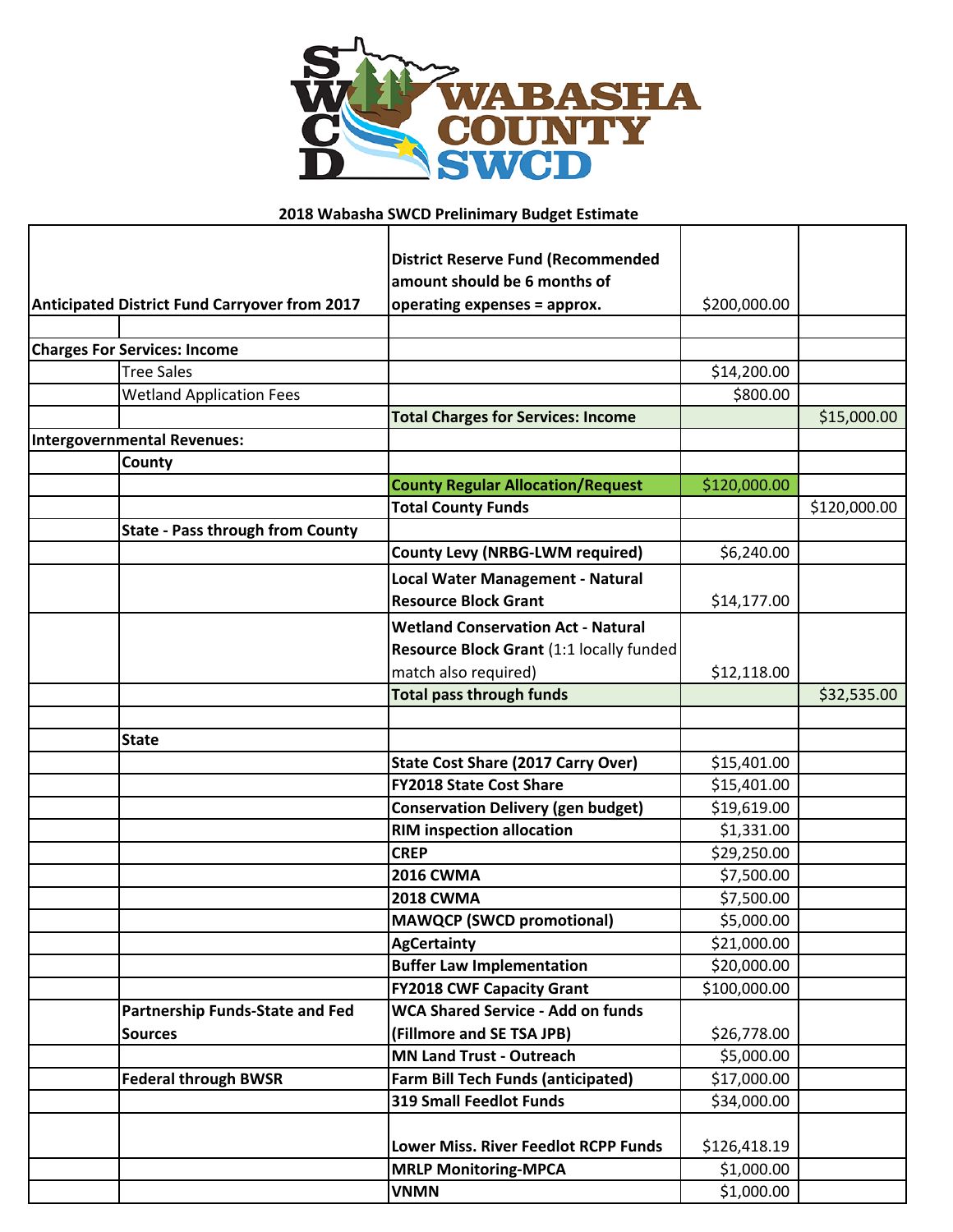## 2018 Wabasha SWCD Preliminary Budget Estimate

| | | | | |
|---|---|---|---|---|
| **Anticipated District Fund Carryover from 2017** | | **District Reserve Fund (Recommended amount should be 6 months of operating expenses = approx.** | $200,000.00 | |
| | | | | |
| **Charges For Services: Income** | | | | |
| | Tree Sales | | $14,200.00 | |
| | Wetland Application Fees | | $800.00 | |
| | | **Total Charges for Services: Income** | | $15,000.00 |
| **Intergovernmental Revenues:** | | | | |
| | **County** | | | |
| | | **County Regular Allocation/Request** | $120,000.00 | |
| | | **Total County Funds** | | $120,000.00 |
| | **State - Pass through from County** | | | |
| | | **County Levy (NRBG-LWM required)** | $6,240.00 | |
| | | **Local Water Management - Natural Resource Block Grant** | $14,177.00 | |
| | | **Wetland Conservation Act - Natural Resource Block Grant** (1:1 locally funded match also required) | $12,118.00 | |
| | | **Total pass through funds** | | $32,535.00 |
| | | | | |
| | **State** | | | |
| | | **State Cost Share (2017 Carry Over)** | $15,401.00 | |
| | | **FY2018 State Cost Share** | $15,401.00 | |
| | | **Conservation Delivery (gen budget)** | $19,619.00 | |
| | | **RIM inspection allocation** | $1,331.00 | |
| | | **CREP** | $29,250.00 | |
| | | **2016 CWMA** | $7,500.00 | |
| | | **2018 CWMA** | $7,500.00 | |
| | | **MAWQCP (SWCD promotional)** | $5,000.00 | |
| | | **AgCertainty** | $21,000.00 | |
| | | **Buffer Law Implementation** | $20,000.00 | |
| | | **FY2018 CWF Capacity Grant** | $100,000.00 | |
| | **Partnership Funds-State and Fed Sources** | **WCA Shared Service - Add on funds (Fillmore and SE TSA JPB)** | $26,778.00 | |
| | | **MN Land Trust - Outreach** | $5,000.00 | |
| | **Federal through BWSR** | **Farm Bill Tech Funds (anticipated)** | $17,000.00 | |
| | | **319 Small Feedlot Funds** | $34,000.00 | |
| | | **Lower Miss. River Feedlot RCPP Funds** | $126,418.19 | |
| | | **MRLP Monitoring-MPCA** | $1,000.00 | |
| | | **VNMN** | $1,000.00 | |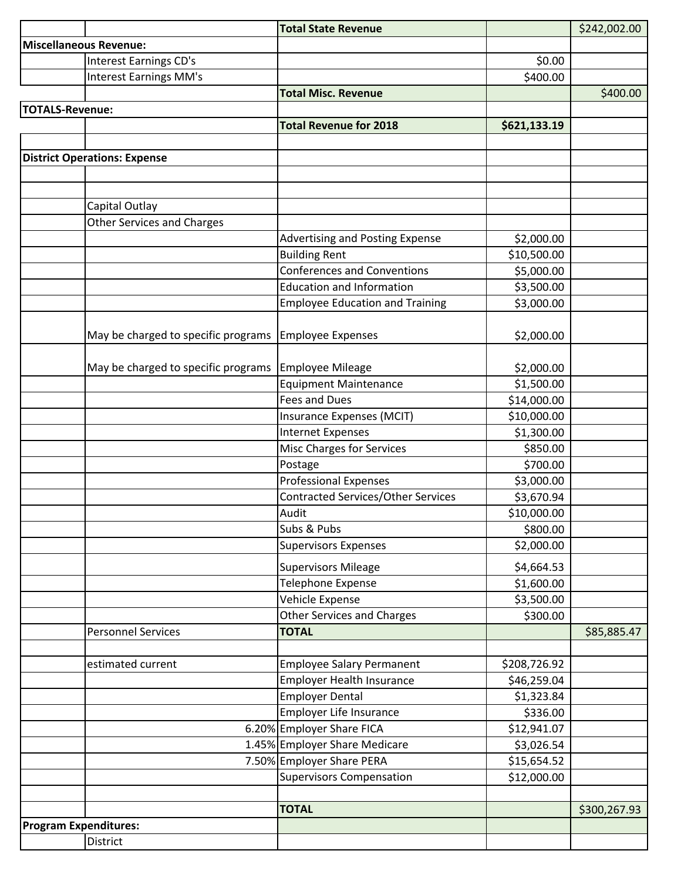| | | | | |
|---|---|---|---|---|
| | | **Total State Revenue** | | $242,002.00 |
| **Miscellaneous Revenue:** | | | | |
| | Interest Earnings CD's | | $0.00 | |
| | Interest Earnings MM's | | $400.00 | |
| | | **Total Misc. Revenue** | | $400.00 |
| **TOTALS-Revenue:** | | | | |
| | | **Total Revenue for 2018** | **$621,133.19** | |
| | | | | |
| **District Operations: Expense** | | | | |
| | | | | |
| | | | | |
| | Capital Outlay | | | |
| | Other Services and Charges | | | |
| | | Advertising and Posting Expense | $2,000.00 | |
| | | Building Rent | $10,500.00 | |
| | | Conferences and Conventions | $5,000.00 | |
| | | Education and Information | $3,500.00 | |
| | | Employee Education and Training | $3,000.00 | |
| | May be charged to specific programs | Employee Expenses | $2,000.00 | |
| | May be charged to specific programs | Employee Mileage | $2,000.00 | |
| | | Equipment Maintenance | $1,500.00 | |
| | | Fees and Dues | $14,000.00 | |
| | | Insurance Expenses (MCIT) | $10,000.00 | |
| | | Internet Expenses | $1,300.00 | |
| | | Misc Charges for Services | $850.00 | |
| | | Postage | $700.00 | |
| | | Professional Expenses | $3,000.00 | |
| | | Contracted Services/Other Services | $3,670.94 | |
| | | Audit | $10,000.00 | |
| | | Subs & Pubs | $800.00 | |
| | | Supervisors Expenses | $2,000.00 | |
| | | Supervisors Mileage | $4,664.53 | |
| | | Telephone Expense | $1,600.00 | |
| | | Vehicle Expense | $3,500.00 | |
| | | Other Services and Charges | $300.00 | |
| | Personnel Services | **TOTAL** | | $85,885.47 |
| | | | | |
| | estimated current | Employee Salary Permanent | $208,726.92 | |
| | | Employer Health Insurance | $46,259.04 | |
| | | Employer Dental | $1,323.84 | |
| | | Employer Life Insurance | $336.00 | |
| | 6.20% | Employer Share FICA | $12,941.07 | |
| | 1.45% | Employer Share Medicare | $3,026.54 | |
| | 7.50% | Employer Share PERA | $15,654.52 | |
| | | Supervisors Compensation | $12,000.00 | |
| | | | | |
| | | **TOTAL** | | $300,267.93 |
| **Program Expenditures:** | | | | |
| | District | | | |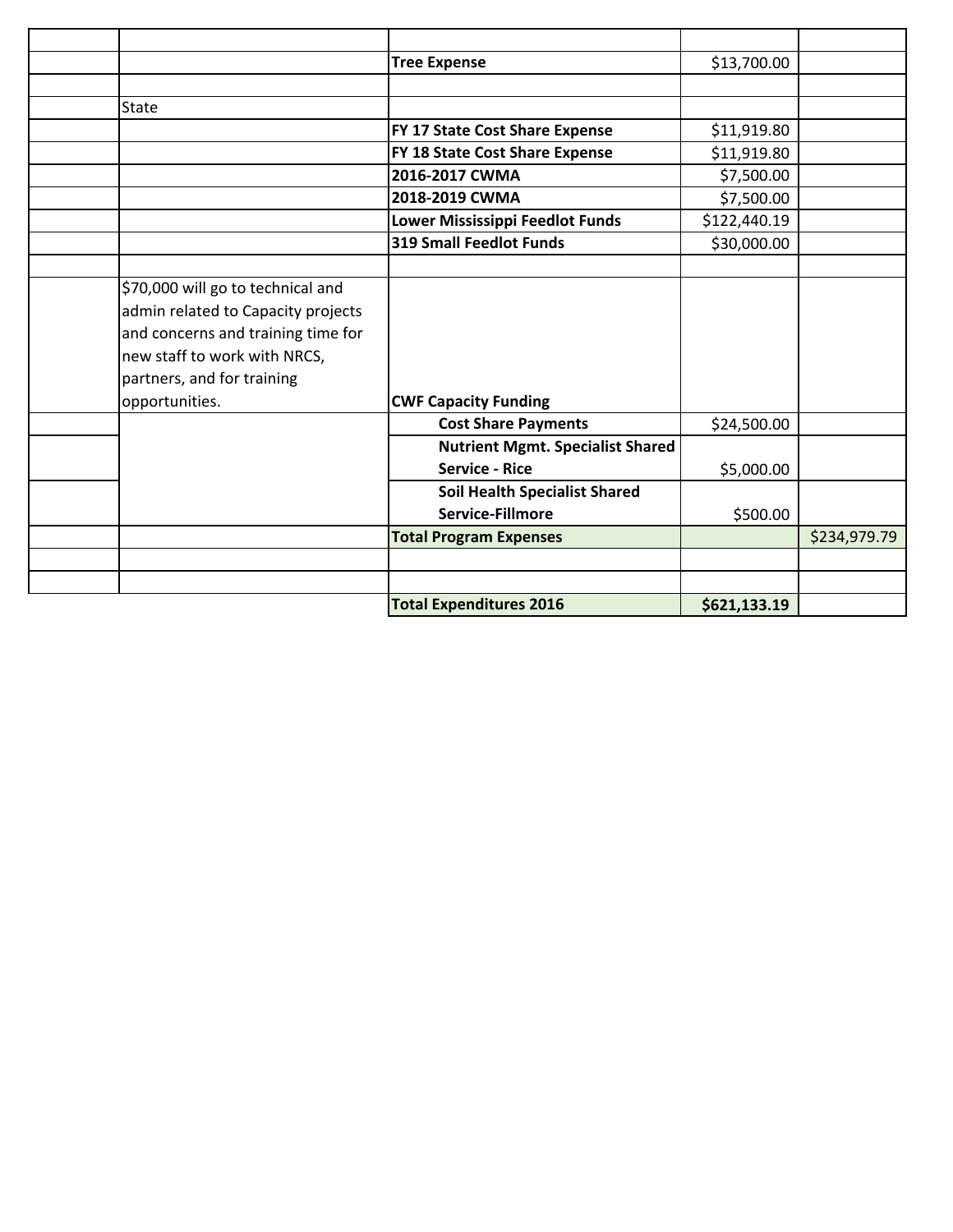| | | | | |
|---|---|---|---|---|
| | | | | |
| | | **Tree Expense** | $13,700.00 | |
| | | | | |
| | State | | | |
| | | **FY 17 State Cost Share Expense** | $11,919.80 | |
| | | **FY 18 State Cost Share Expense** | $11,919.80 | |
| | | **2016-2017 CWMA** | $7,500.00 | |
| | | **2018-2019 CWMA** | $7,500.00 | |
| | | **Lower Mississippi Feedlot Funds** | $122,440.19 | |
| | | **319 Small Feedlot Funds** | $30,000.00 | |
| | | | | |
| | $70,000 will go to technical and admin related to Capacity projects and concerns and training time for new staff to work with NRCS, partners, and for training opportunities. | **CWF Capacity Funding** | | |
| | | **Cost Share Payments** | $24,500.00 | |
| | | **Nutrient Mgmt. Specialist Shared Service - Rice** | $5,000.00 | |
| | | **Soil Health Specialist Shared Service-Fillmore** | $500.00 | |
| | | **Total Program Expenses** | | $234,979.79 |
| | | | | |
| | | | | |
| | | **Total Expenditures 2016** | **$621,133.19** | |